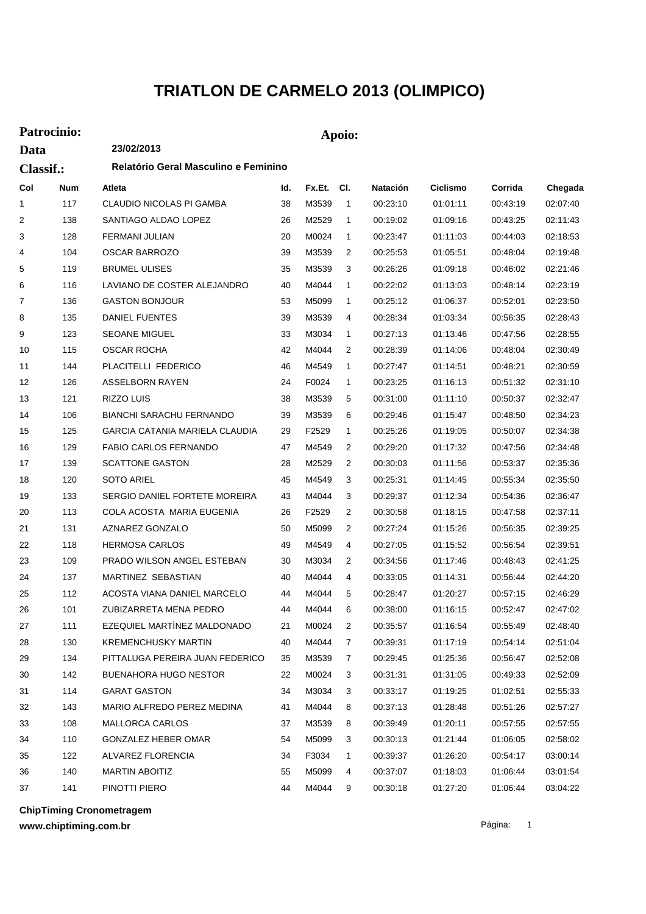# TRIATLON DE CARMELO 2013 (OLIMPICO)

**Patrocinio:** **Apoio:**

**Data** 23/02/2013

**Classif.:** Relatório Geral Masculino e Feminino

| Col | Num | Atleta | Id. | Fx.Et. | Cl. | Natación | Ciclismo | Corrida | Chegada |
|---|---|---|---|---|---|---|---|---|---|
| 1 | 117 | CLAUDIO NICOLAS PI GAMBA | 38 | M3539 | 1 | 00:23:10 | 01:01:11 | 00:43:19 | 02:07:40 |
| 2 | 138 | SANTIAGO ALDAO LOPEZ | 26 | M2529 | 1 | 00:19:02 | 01:09:16 | 00:43:25 | 02:11:43 |
| 3 | 128 | FERMANI JULIAN | 20 | M0024 | 1 | 00:23:47 | 01:11:03 | 00:44:03 | 02:18:53 |
| 4 | 104 | OSCAR BARROZO | 39 | M3539 | 2 | 00:25:53 | 01:05:51 | 00:48:04 | 02:19:48 |
| 5 | 119 | BRUMEL ULISES | 35 | M3539 | 3 | 00:26:26 | 01:09:18 | 00:46:02 | 02:21:46 |
| 6 | 116 | LAVIANO DE COSTER ALEJANDRO | 40 | M4044 | 1 | 00:22:02 | 01:13:03 | 00:48:14 | 02:23:19 |
| 7 | 136 | GASTON BONJOUR | 53 | M5099 | 1 | 00:25:12 | 01:06:37 | 00:52:01 | 02:23:50 |
| 8 | 135 | DANIEL FUENTES | 39 | M3539 | 4 | 00:28:34 | 01:03:34 | 00:56:35 | 02:28:43 |
| 9 | 123 | SEOANE MIGUEL | 33 | M3034 | 1 | 00:27:13 | 01:13:46 | 00:47:56 | 02:28:55 |
| 10 | 115 | OSCAR ROCHA | 42 | M4044 | 2 | 00:28:39 | 01:14:06 | 00:48:04 | 02:30:49 |
| 11 | 144 | PLACITELLI FEDERICO | 46 | M4549 | 1 | 00:27:47 | 01:14:51 | 00:48:21 | 02:30:59 |
| 12 | 126 | ASSELBORN RAYEN | 24 | F0024 | 1 | 00:23:25 | 01:16:13 | 00:51:32 | 02:31:10 |
| 13 | 121 | RIZZO LUIS | 38 | M3539 | 5 | 00:31:00 | 01:11:10 | 00:50:37 | 02:32:47 |
| 14 | 106 | BIANCHI SARACHU FERNANDO | 39 | M3539 | 6 | 00:29:46 | 01:15:47 | 00:48:50 | 02:34:23 |
| 15 | 125 | GARCIA CATANIA MARIELA CLAUDIA | 29 | F2529 | 1 | 00:25:26 | 01:19:05 | 00:50:07 | 02:34:38 |
| 16 | 129 | FABIO CARLOS FERNANDO | 47 | M4549 | 2 | 00:29:20 | 01:17:32 | 00:47:56 | 02:34:48 |
| 17 | 139 | SCATTONE GASTON | 28 | M2529 | 2 | 00:30:03 | 01:11:56 | 00:53:37 | 02:35:36 |
| 18 | 120 | SOTO ARIEL | 45 | M4549 | 3 | 00:25:31 | 01:14:45 | 00:55:34 | 02:35:50 |
| 19 | 133 | SERGIO DANIEL FORTETE MOREIRA | 43 | M4044 | 3 | 00:29:37 | 01:12:34 | 00:54:36 | 02:36:47 |
| 20 | 113 | COLA ACOSTA MARIA EUGENIA | 26 | F2529 | 2 | 00:30:58 | 01:18:15 | 00:47:58 | 02:37:11 |
| 21 | 131 | AZNAREZ GONZALO | 50 | M5099 | 2 | 00:27:24 | 01:15:26 | 00:56:35 | 02:39:25 |
| 22 | 118 | HERMOSA CARLOS | 49 | M4549 | 4 | 00:27:05 | 01:15:52 | 00:56:54 | 02:39:51 |
| 23 | 109 | PRADO WILSON ANGEL ESTEBAN | 30 | M3034 | 2 | 00:34:56 | 01:17:46 | 00:48:43 | 02:41:25 |
| 24 | 137 | MARTINEZ SEBASTIAN | 40 | M4044 | 4 | 00:33:05 | 01:14:31 | 00:56:44 | 02:44:20 |
| 25 | 112 | ACOSTA VIANA DANIEL MARCELO | 44 | M4044 | 5 | 00:28:47 | 01:20:27 | 00:57:15 | 02:46:29 |
| 26 | 101 | ZUBIZARRETA MENA PEDRO | 44 | M4044 | 6 | 00:38:00 | 01:16:15 | 00:52:47 | 02:47:02 |
| 27 | 111 | EZEQUIEL MARTÌNEZ MALDONADO | 21 | M0024 | 2 | 00:35:57 | 01:16:54 | 00:55:49 | 02:48:40 |
| 28 | 130 | KREMENCHUSKY MARTIN | 40 | M4044 | 7 | 00:39:31 | 01:17:19 | 00:54:14 | 02:51:04 |
| 29 | 134 | PITTALUGA PEREIRA JUAN FEDERICO | 35 | M3539 | 7 | 00:29:45 | 01:25:36 | 00:56:47 | 02:52:08 |
| 30 | 142 | BUENAHORA HUGO NESTOR | 22 | M0024 | 3 | 00:31:31 | 01:31:05 | 00:49:33 | 02:52:09 |
| 31 | 114 | GARAT GASTON | 34 | M3034 | 3 | 00:33:17 | 01:19:25 | 01:02:51 | 02:55:33 |
| 32 | 143 | MARIO ALFREDO PEREZ MEDINA | 41 | M4044 | 8 | 00:37:13 | 01:28:48 | 00:51:26 | 02:57:27 |
| 33 | 108 | MALLORCA CARLOS | 37 | M3539 | 8 | 00:39:49 | 01:20:11 | 00:57:55 | 02:57:55 |
| 34 | 110 | GONZALEZ HEBER OMAR | 54 | M5099 | 3 | 00:30:13 | 01:21:44 | 01:06:05 | 02:58:02 |
| 35 | 122 | ALVAREZ FLORENCIA | 34 | F3034 | 1 | 00:39:37 | 01:26:20 | 00:54:17 | 03:00:14 |
| 36 | 140 | MARTIN ABOITIZ | 55 | M5099 | 4 | 00:37:07 | 01:18:03 | 01:06:44 | 03:01:54 |
| 37 | 141 | PINOTTI PIERO | 44 | M4044 | 9 | 00:30:18 | 01:27:20 | 01:06:44 | 03:04:22 |

**ChipTiming Cronometragem**
**www.chiptiming.com.br**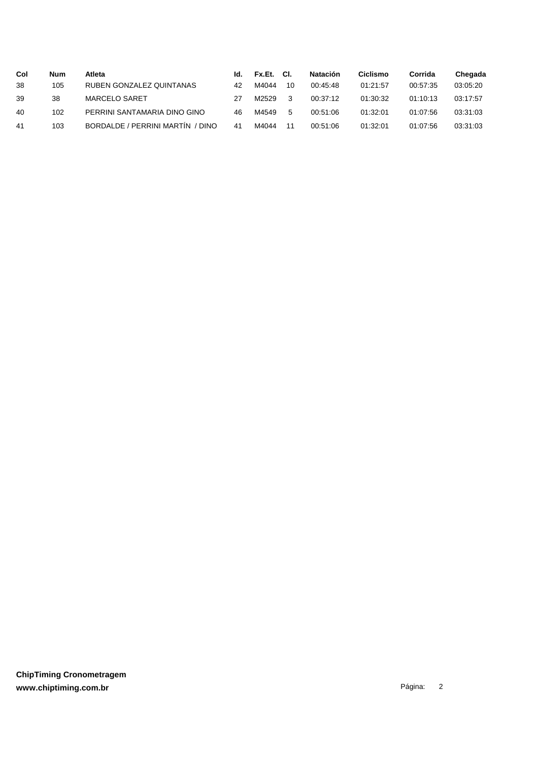| Col | Num | Atleta | Id. | Fx.Et. | Cl. | Natación | Ciclismo | Corrida | Chegada |
|---|---|---|---|---|---|---|---|---|---|
| 38 | 105 | RUBEN GONZALEZ QUINTANAS | 42 | M4044 | 10 | 00:45:48 | 01:21:57 | 00:57:35 | 03:05:20 |
| 39 | 38 | MARCELO SARET | 27 | M2529 | 3 | 00:37:12 | 01:30:32 | 01:10:13 | 03:17:57 |
| 40 | 102 | PERRINI SANTAMARIA DINO GINO | 46 | M4549 | 5 | 00:51:06 | 01:32:01 | 01:07:56 | 03:31:03 |
| 41 | 103 | BORDALDE / PERRINI MARTÍN / DINO | 41 | M4044 | 11 | 00:51:06 | 01:32:01 | 01:07:56 | 03:31:03 |

**ChipTiming Cronometragem**
**www.chiptiming.com.br**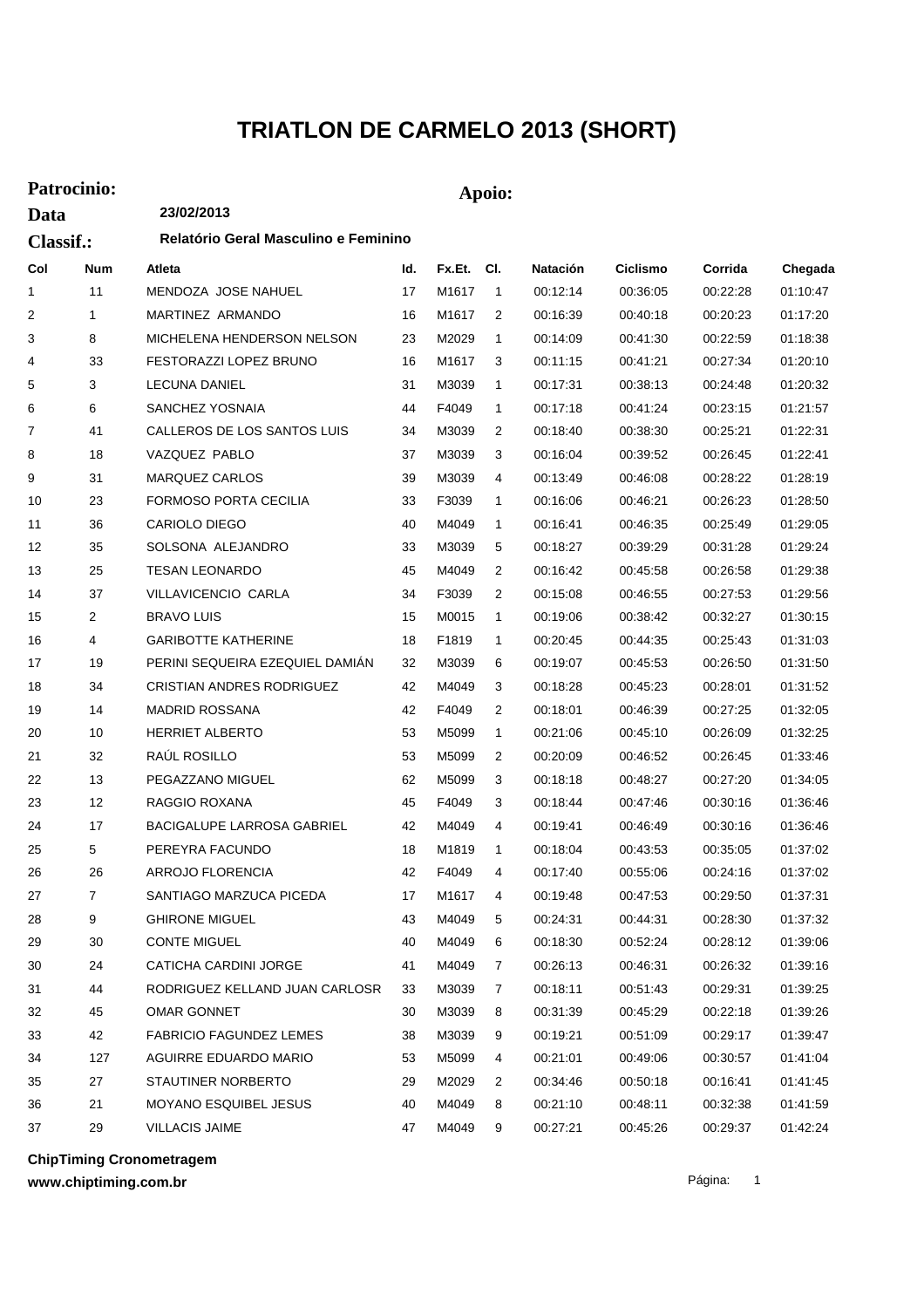# TRIATLON DE CARMELO 2013 (SHORT)

**Patrocinio:** **Apoio:**

**Data** **23/02/2013**

**Classif.:** **Relatório Geral Masculino e Feminino**

| Col | Num | Atleta | Id. | Fx.Et. | Cl. | Natación | Ciclismo | Corrida | Chegada |
|---|---|---|---|---|---|---|---|---|---|
| 1 | 11 | MENDOZA JOSE NAHUEL | 17 | M1617 | 1 | 00:12:14 | 00:36:05 | 00:22:28 | 01:10:47 |
| 2 | 1 | MARTINEZ ARMANDO | 16 | M1617 | 2 | 00:16:39 | 00:40:18 | 00:20:23 | 01:17:20 |
| 3 | 8 | MICHELENA HENDERSON NELSON | 23 | M2029 | 1 | 00:14:09 | 00:41:30 | 00:22:59 | 01:18:38 |
| 4 | 33 | FESTORAZZI LOPEZ BRUNO | 16 | M1617 | 3 | 00:11:15 | 00:41:21 | 00:27:34 | 01:20:10 |
| 5 | 3 | LECUNA DANIEL | 31 | M3039 | 1 | 00:17:31 | 00:38:13 | 00:24:48 | 01:20:32 |
| 6 | 6 | SANCHEZ YOSNAIA | 44 | F4049 | 1 | 00:17:18 | 00:41:24 | 00:23:15 | 01:21:57 |
| 7 | 41 | CALLEROS DE LOS SANTOS LUIS | 34 | M3039 | 2 | 00:18:40 | 00:38:30 | 00:25:21 | 01:22:31 |
| 8 | 18 | VAZQUEZ PABLO | 37 | M3039 | 3 | 00:16:04 | 00:39:52 | 00:26:45 | 01:22:41 |
| 9 | 31 | MARQUEZ CARLOS | 39 | M3039 | 4 | 00:13:49 | 00:46:08 | 00:28:22 | 01:28:19 |
| 10 | 23 | FORMOSO PORTA CECILIA | 33 | F3039 | 1 | 00:16:06 | 00:46:21 | 00:26:23 | 01:28:50 |
| 11 | 36 | CARIOLO DIEGO | 40 | M4049 | 1 | 00:16:41 | 00:46:35 | 00:25:49 | 01:29:05 |
| 12 | 35 | SOLSONA ALEJANDRO | 33 | M3039 | 5 | 00:18:27 | 00:39:29 | 00:31:28 | 01:29:24 |
| 13 | 25 | TESAN LEONARDO | 45 | M4049 | 2 | 00:16:42 | 00:45:58 | 00:26:58 | 01:29:38 |
| 14 | 37 | VILLAVICENCIO CARLA | 34 | F3039 | 2 | 00:15:08 | 00:46:55 | 00:27:53 | 01:29:56 |
| 15 | 2 | BRAVO LUIS | 15 | M0015 | 1 | 00:19:06 | 00:38:42 | 00:32:27 | 01:30:15 |
| 16 | 4 | GARIBOTTE KATHERINE | 18 | F1819 | 1 | 00:20:45 | 00:44:35 | 00:25:43 | 01:31:03 |
| 17 | 19 | PERINI SEQUEIRA EZEQUIEL DAMIÁN | 32 | M3039 | 6 | 00:19:07 | 00:45:53 | 00:26:50 | 01:31:50 |
| 18 | 34 | CRISTIAN ANDRES RODRIGUEZ | 42 | M4049 | 3 | 00:18:28 | 00:45:23 | 00:28:01 | 01:31:52 |
| 19 | 14 | MADRID ROSSANA | 42 | F4049 | 2 | 00:18:01 | 00:46:39 | 00:27:25 | 01:32:05 |
| 20 | 10 | HERRIET ALBERTO | 53 | M5099 | 1 | 00:21:06 | 00:45:10 | 00:26:09 | 01:32:25 |
| 21 | 32 | RAÚL ROSILLO | 53 | M5099 | 2 | 00:20:09 | 00:46:52 | 00:26:45 | 01:33:46 |
| 22 | 13 | PEGAZZANO MIGUEL | 62 | M5099 | 3 | 00:18:18 | 00:48:27 | 00:27:20 | 01:34:05 |
| 23 | 12 | RAGGIO ROXANA | 45 | F4049 | 3 | 00:18:44 | 00:47:46 | 00:30:16 | 01:36:46 |
| 24 | 17 | BACIGALUPE LARROSA GABRIEL | 42 | M4049 | 4 | 00:19:41 | 00:46:49 | 00:30:16 | 01:36:46 |
| 25 | 5 | PEREYRA FACUNDO | 18 | M1819 | 1 | 00:18:04 | 00:43:53 | 00:35:05 | 01:37:02 |
| 26 | 26 | ARROJO FLORENCIA | 42 | F4049 | 4 | 00:17:40 | 00:55:06 | 00:24:16 | 01:37:02 |
| 27 | 7 | SANTIAGO MARZUCA PICEDA | 17 | M1617 | 4 | 00:19:48 | 00:47:53 | 00:29:50 | 01:37:31 |
| 28 | 9 | GHIRONE MIGUEL | 43 | M4049 | 5 | 00:24:31 | 00:44:31 | 00:28:30 | 01:37:32 |
| 29 | 30 | CONTE MIGUEL | 40 | M4049 | 6 | 00:18:30 | 00:52:24 | 00:28:12 | 01:39:06 |
| 30 | 24 | CATICHA CARDINI JORGE | 41 | M4049 | 7 | 00:26:13 | 00:46:31 | 00:26:32 | 01:39:16 |
| 31 | 44 | RODRIGUEZ KELLAND JUAN CARLOSR | 33 | M3039 | 7 | 00:18:11 | 00:51:43 | 00:29:31 | 01:39:25 |
| 32 | 45 | OMAR GONNET | 30 | M3039 | 8 | 00:31:39 | 00:45:29 | 00:22:18 | 01:39:26 |
| 33 | 42 | FABRICIO FAGUNDEZ LEMES | 38 | M3039 | 9 | 00:19:21 | 00:51:09 | 00:29:17 | 01:39:47 |
| 34 | 127 | AGUIRRE EDUARDO MARIO | 53 | M5099 | 4 | 00:21:01 | 00:49:06 | 00:30:57 | 01:41:04 |
| 35 | 27 | STAUTINER NORBERTO | 29 | M2029 | 2 | 00:34:46 | 00:50:18 | 00:16:41 | 01:41:45 |
| 36 | 21 | MOYANO ESQUIBEL JESUS | 40 | M4049 | 8 | 00:21:10 | 00:48:11 | 00:32:38 | 01:41:59 |
| 37 | 29 | VILLACIS JAIME | 47 | M4049 | 9 | 00:27:21 | 00:45:26 | 00:29:37 | 01:42:24 |

**ChipTiming Cronometragem**
**www.chiptiming.com.br**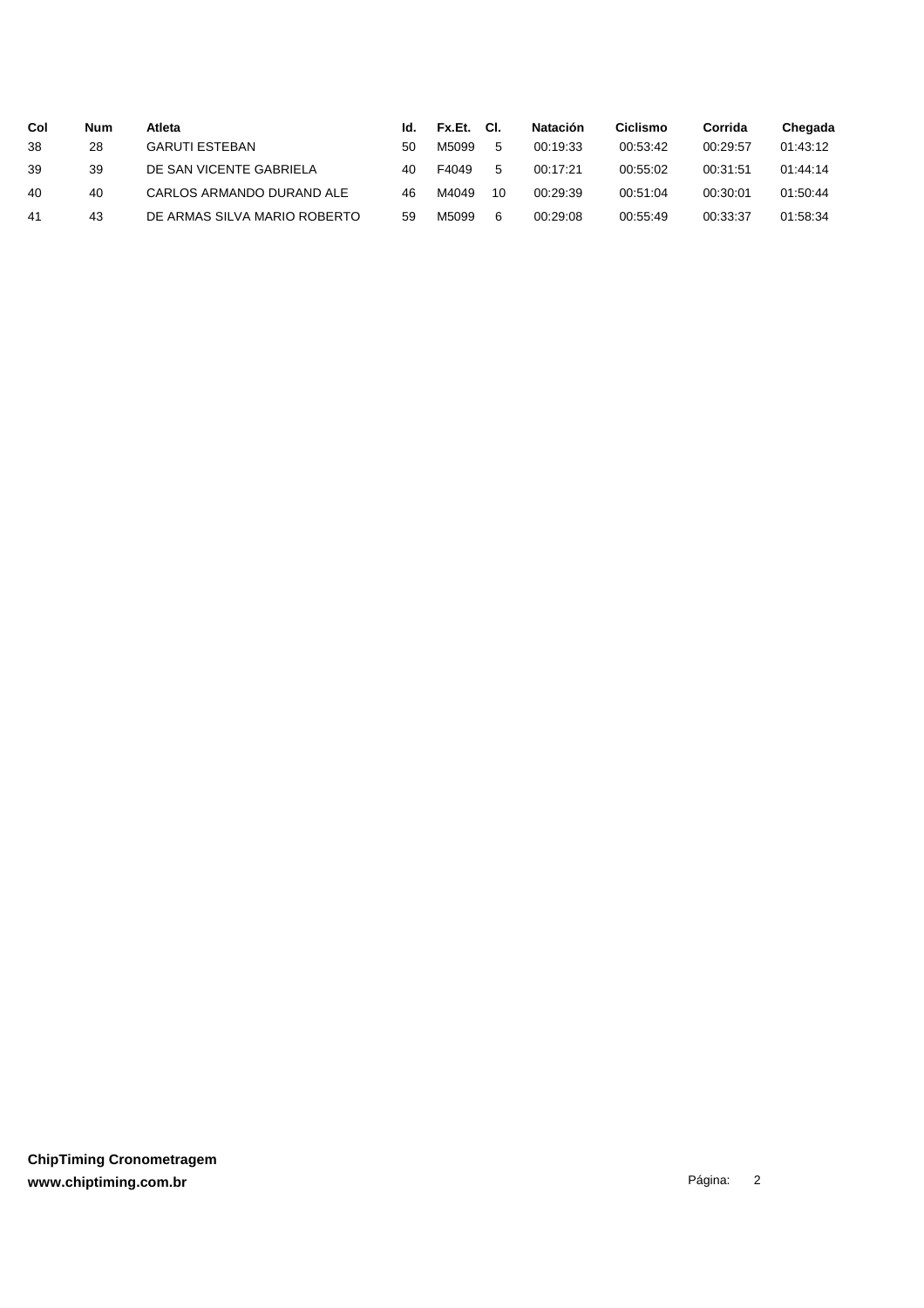| Col | Num | Atleta | Id. | Fx.Et. | Cl. | Natación | Ciclismo | Corrida | Chegada |
|---|---|---|---|---|---|---|---|---|---|
| 38 | 28 | GARUTI ESTEBAN | 50 | M5099 | 5 | 00:19:33 | 00:53:42 | 00:29:57 | 01:43:12 |
| 39 | 39 | DE SAN VICENTE GABRIELA | 40 | F4049 | 5 | 00:17:21 | 00:55:02 | 00:31:51 | 01:44:14 |
| 40 | 40 | CARLOS ARMANDO DURAND ALE | 46 | M4049 | 10 | 00:29:39 | 00:51:04 | 00:30:01 | 01:50:44 |
| 41 | 43 | DE ARMAS SILVA MARIO ROBERTO | 59 | M5099 | 6 | 00:29:08 | 00:55:49 | 00:33:37 | 01:58:34 |

**ChipTiming Cronometragem**
**www.chiptiming.com.br**